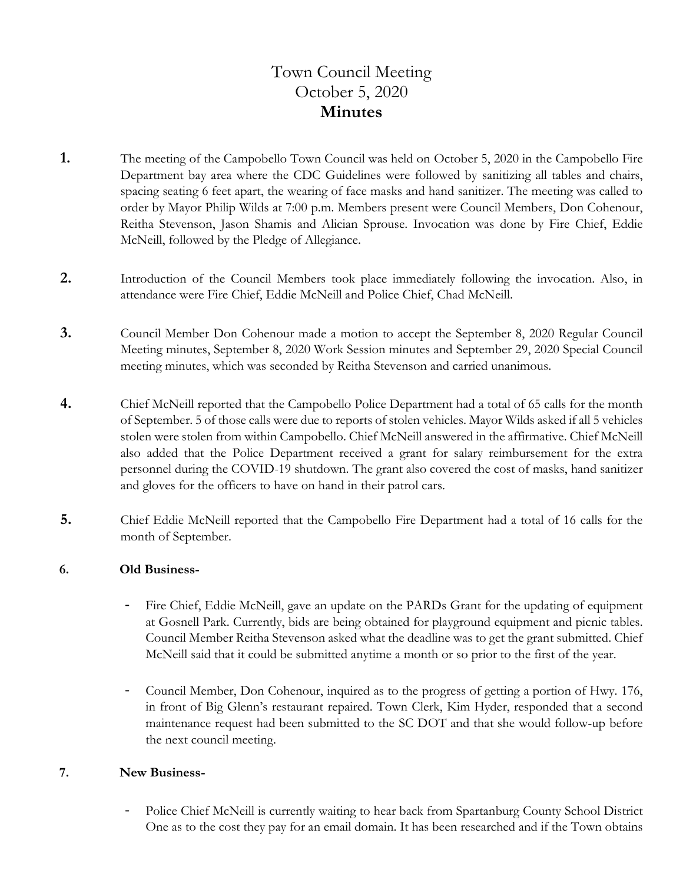# Town Council Meeting
# October 5, 2020
# **Minutes**

**1.** The meeting of the Campobello Town Council was held on October 5, 2020 in the Campobello Fire Department bay area where the CDC Guidelines were followed by sanitizing all tables and chairs, spacing seating 6 feet apart, the wearing of face masks and hand sanitizer. The meeting was called to order by Mayor Philip Wilds at 7:00 p.m. Members present were Council Members, Don Cohenour, Reitha Stevenson, Jason Shamis and Alician Sprouse. Invocation was done by Fire Chief, Eddie McNeill, followed by the Pledge of Allegiance.

**2.** Introduction of the Council Members took place immediately following the invocation. Also, in attendance were Fire Chief, Eddie McNeill and Police Chief, Chad McNeill.

**3.** Council Member Don Cohenour made a motion to accept the September 8, 2020 Regular Council Meeting minutes, September 8, 2020 Work Session minutes and September 29, 2020 Special Council meeting minutes, which was seconded by Reitha Stevenson and carried unanimous.

**4.** Chief McNeill reported that the Campobello Police Department had a total of 65 calls for the month of September. 5 of those calls were due to reports of stolen vehicles. Mayor Wilds asked if all 5 vehicles stolen were stolen from within Campobello. Chief McNeill answered in the affirmative. Chief McNeill also added that the Police Department received a grant for salary reimbursement for the extra personnel during the COVID-19 shutdown. The grant also covered the cost of masks, hand sanitizer and gloves for the officers to have on hand in their patrol cars.

**5.** Chief Eddie McNeill reported that the Campobello Fire Department had a total of 16 calls for the month of September.

**6. Old Business-**

- Fire Chief, Eddie McNeill, gave an update on the PARDs Grant for the updating of equipment at Gosnell Park. Currently, bids are being obtained for playground equipment and picnic tables. Council Member Reitha Stevenson asked what the deadline was to get the grant submitted. Chief McNeill said that it could be submitted anytime a month or so prior to the first of the year.

- Council Member, Don Cohenour, inquired as to the progress of getting a portion of Hwy. 176, in front of Big Glenn's restaurant repaired. Town Clerk, Kim Hyder, responded that a second maintenance request had been submitted to the SC DOT and that she would follow-up before the next council meeting.

**7. New Business-**

- Police Chief McNeill is currently waiting to hear back from Spartanburg County School District One as to the cost they pay for an email domain. It has been researched and if the Town obtains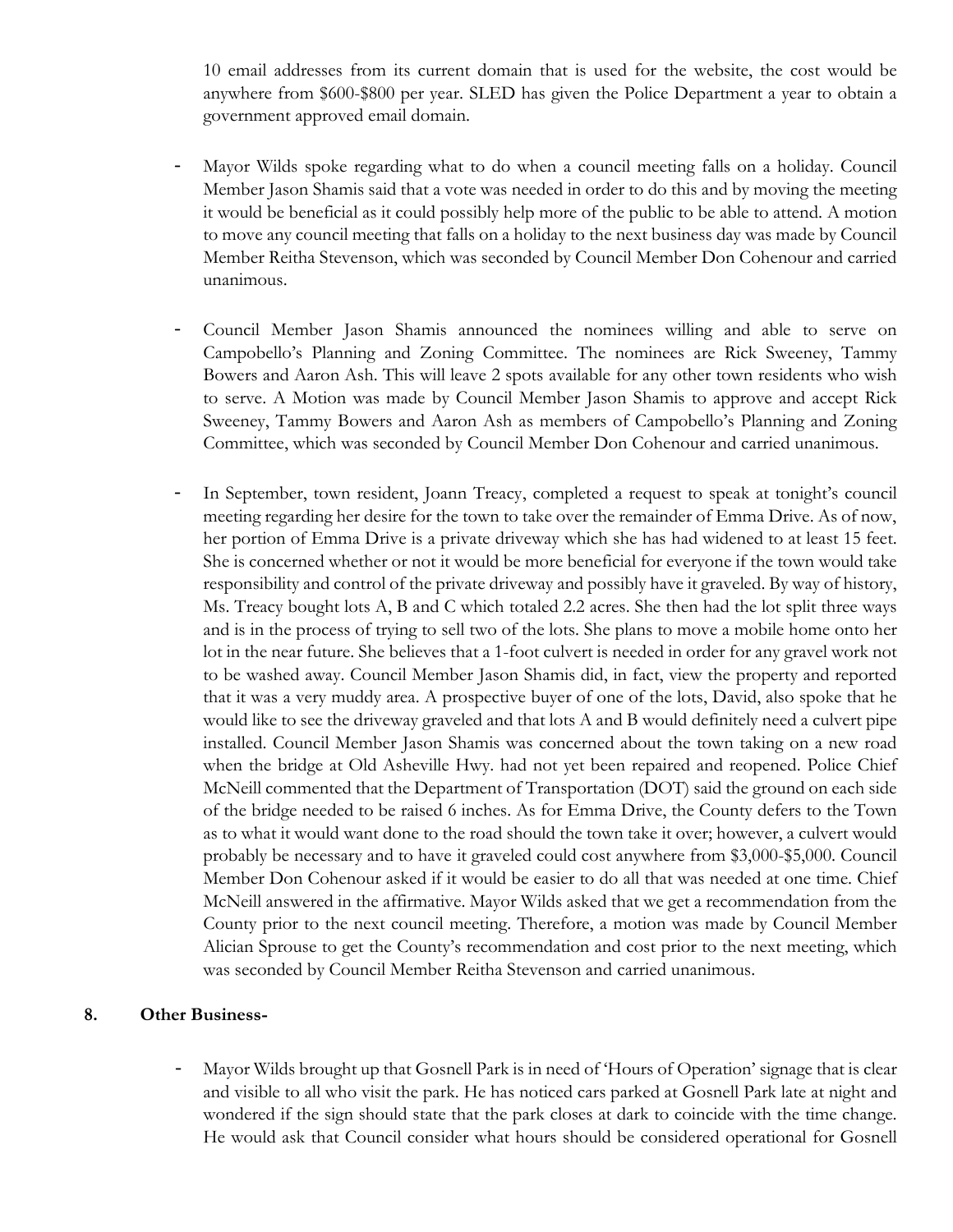10 email addresses from its current domain that is used for the website, the cost would be anywhere from $600-$800 per year. SLED has given the Police Department a year to obtain a government approved email domain.

- Mayor Wilds spoke regarding what to do when a council meeting falls on a holiday. Council Member Jason Shamis said that a vote was needed in order to do this and by moving the meeting it would be beneficial as it could possibly help more of the public to be able to attend. A motion to move any council meeting that falls on a holiday to the next business day was made by Council Member Reitha Stevenson, which was seconded by Council Member Don Cohenour and carried unanimous.

- Council Member Jason Shamis announced the nominees willing and able to serve on Campobello's Planning and Zoning Committee. The nominees are Rick Sweeney, Tammy Bowers and Aaron Ash. This will leave 2 spots available for any other town residents who wish to serve. A Motion was made by Council Member Jason Shamis to approve and accept Rick Sweeney, Tammy Bowers and Aaron Ash as members of Campobello's Planning and Zoning Committee, which was seconded by Council Member Don Cohenour and carried unanimous.

- In September, town resident, Joann Treacy, completed a request to speak at tonight's council meeting regarding her desire for the town to take over the remainder of Emma Drive. As of now, her portion of Emma Drive is a private driveway which she has had widened to at least 15 feet. She is concerned whether or not it would be more beneficial for everyone if the town would take responsibility and control of the private driveway and possibly have it graveled. By way of history, Ms. Treacy bought lots A, B and C which totaled 2.2 acres. She then had the lot split three ways and is in the process of trying to sell two of the lots. She plans to move a mobile home onto her lot in the near future. She believes that a 1-foot culvert is needed in order for any gravel work not to be washed away. Council Member Jason Shamis did, in fact, view the property and reported that it was a very muddy area. A prospective buyer of one of the lots, David, also spoke that he would like to see the driveway graveled and that lots A and B would definitely need a culvert pipe installed. Council Member Jason Shamis was concerned about the town taking on a new road when the bridge at Old Asheville Hwy. had not yet been repaired and reopened. Police Chief McNeill commented that the Department of Transportation (DOT) said the ground on each side of the bridge needed to be raised 6 inches. As for Emma Drive, the County defers to the Town as to what it would want done to the road should the town take it over; however, a culvert would probably be necessary and to have it graveled could cost anywhere from $3,000-$5,000. Council Member Don Cohenour asked if it would be easier to do all that was needed at one time. Chief McNeill answered in the affirmative. Mayor Wilds asked that we get a recommendation from the County prior to the next council meeting. Therefore, a motion was made by Council Member Alician Sprouse to get the County's recommendation and cost prior to the next meeting, which was seconded by Council Member Reitha Stevenson and carried unanimous.

**8. Other Business-**

- Mayor Wilds brought up that Gosnell Park is in need of 'Hours of Operation' signage that is clear and visible to all who visit the park. He has noticed cars parked at Gosnell Park late at night and wondered if the sign should state that the park closes at dark to coincide with the time change. He would ask that Council consider what hours should be considered operational for Gosnell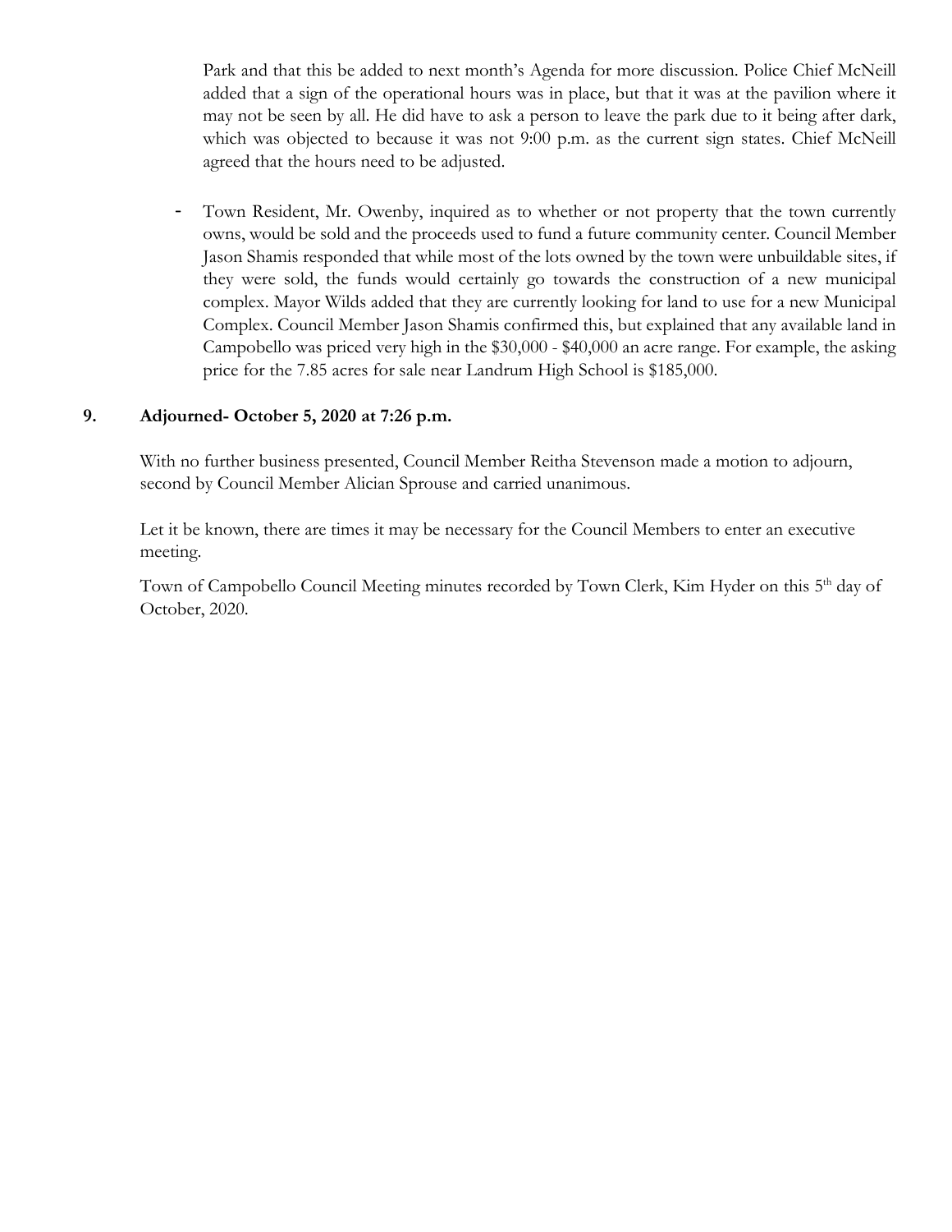Park and that this be added to next month's Agenda for more discussion. Police Chief McNeill added that a sign of the operational hours was in place, but that it was at the pavilion where it may not be seen by all. He did have to ask a person to leave the park due to it being after dark, which was objected to because it was not 9:00 p.m. as the current sign states. Chief McNeill agreed that the hours need to be adjusted.

- Town Resident, Mr. Owenby, inquired as to whether or not property that the town currently owns, would be sold and the proceeds used to fund a future community center. Council Member Jason Shamis responded that while most of the lots owned by the town were unbuildable sites, if they were sold, the funds would certainly go towards the construction of a new municipal complex. Mayor Wilds added that they are currently looking for land to use for a new Municipal Complex. Council Member Jason Shamis confirmed this, but explained that any available land in Campobello was priced very high in the $30,000 - $40,000 an acre range. For example, the asking price for the 7.85 acres for sale near Landrum High School is $185,000.

## 9. Adjourned- October 5, 2020 at 7:26 p.m.

With no further business presented, Council Member Reitha Stevenson made a motion to adjourn, second by Council Member Alician Sprouse and carried unanimous.

Let it be known, there are times it may be necessary for the Council Members to enter an executive meeting.

Town of Campobello Council Meeting minutes recorded by Town Clerk, Kim Hyder on this 5th day of October, 2020.